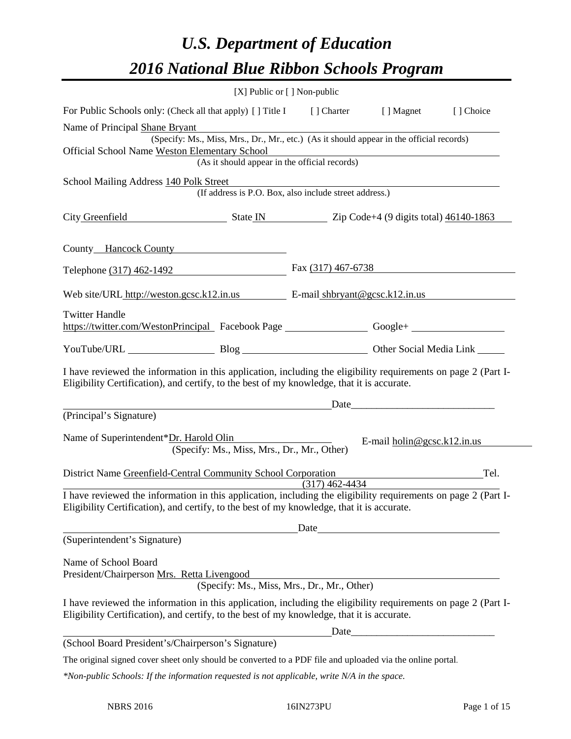# *U.S. Department of Education*

# *2016 National Blue Ribbon Schools Program*

[X] Public or [ ] Non-public

For Public Schools only: (Check all that apply) [ ] Title I [ ] Charter [ ] Magnet [ ] Choice

Name of Principal Shane Bryant
(Specify: Ms., Miss, Mrs., Dr., Mr., etc.) (As it should appear in the official records)

Official School Name Weston Elementary School
(As it should appear in the official records)

School Mailing Address 140 Polk Street
(If address is P.O. Box, also include street address.)

City Greenfield State IN Zip Code+4 (9 digits total) 46140-1863

County Hancock County

Telephone (317) 462-1492 Fax (317) 467-6738

Web site/URL http://weston.gcsc.k12.in.us E-mail shbryant@gcsc.k12.in.us

Twitter Handle https://twitter.com/WestonPrincipal Facebook Page ________ Google+ ________

YouTube/URL ________ Blog ________ Other Social Media Link ________

I have reviewed the information in this application, including the eligibility requirements on page 2 (Part I-Eligibility Certification), and certify, to the best of my knowledge, that it is accurate.

________________________________ Date________________________
(Principal's Signature)

Name of Superintendent*Dr. Harold Olin E-mail holin@gcsc.k12.in.us
(Specify: Ms., Miss, Mrs., Dr., Mr., Other)

District Name Greenfield-Central Community School Corporation Tel. (317) 462-4434

I have reviewed the information in this application, including the eligibility requirements on page 2 (Part I-Eligibility Certification), and certify, to the best of my knowledge, that it is accurate.

________________________________ Date________________________
(Superintendent's Signature)

Name of School Board President/Chairperson Mrs. Retta Livengood
(Specify: Ms., Miss, Mrs., Dr., Mr., Other)

I have reviewed the information in this application, including the eligibility requirements on page 2 (Part I-Eligibility Certification), and certify, to the best of my knowledge, that it is accurate.

________________________________ Date________________________
(School Board President's/Chairperson's Signature)

The original signed cover sheet only should be converted to a PDF file and uploaded via the online portal.

*\*Non-public Schools: If the information requested is not applicable, write N/A in the space.*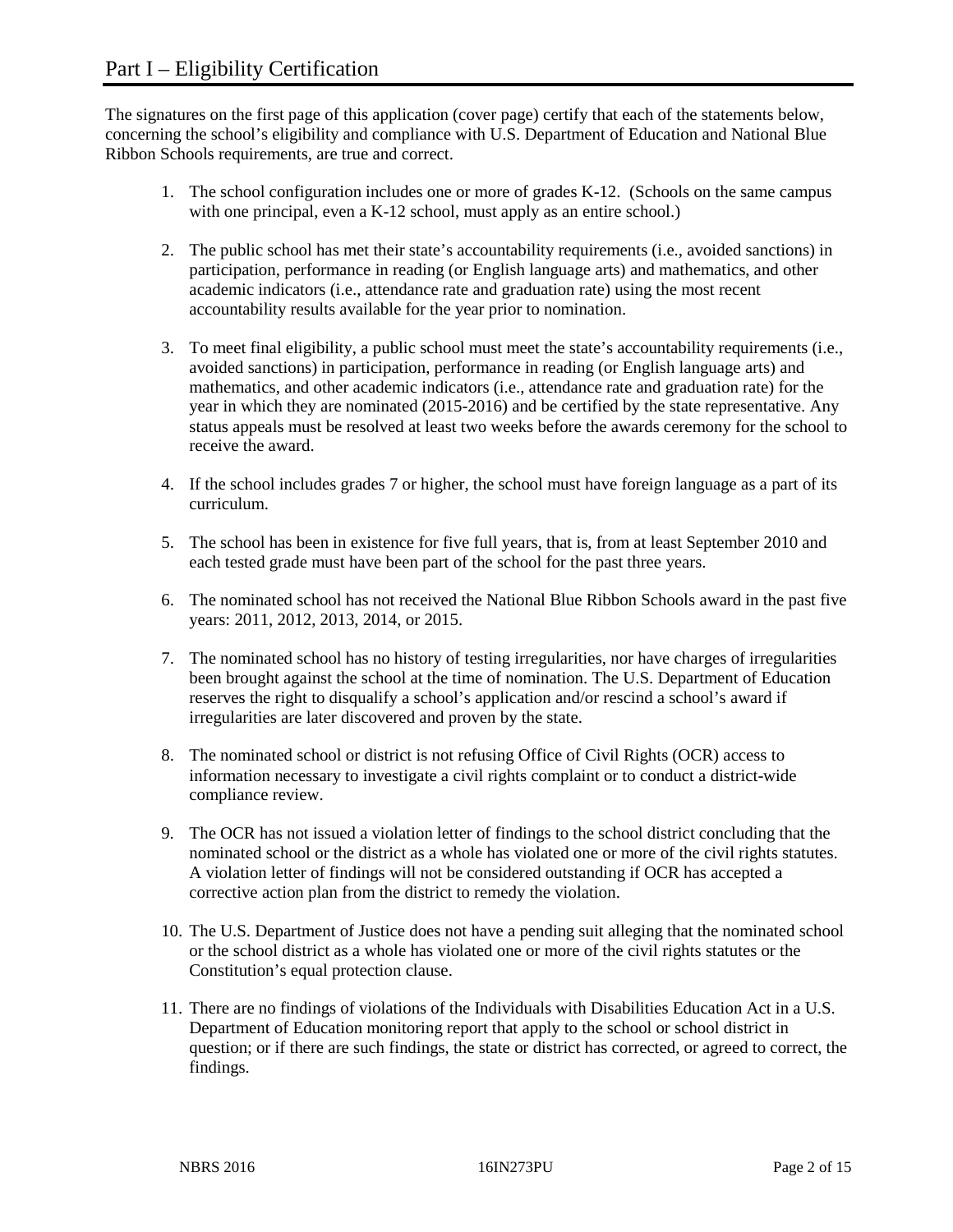# Part I – Eligibility Certification

The signatures on the first page of this application (cover page) certify that each of the statements below, concerning the school's eligibility and compliance with U.S. Department of Education and National Blue Ribbon Schools requirements, are true and correct.

1. The school configuration includes one or more of grades K-12. (Schools on the same campus with one principal, even a K-12 school, must apply as an entire school.)
2. The public school has met their state's accountability requirements (i.e., avoided sanctions) in participation, performance in reading (or English language arts) and mathematics, and other academic indicators (i.e., attendance rate and graduation rate) using the most recent accountability results available for the year prior to nomination.
3. To meet final eligibility, a public school must meet the state's accountability requirements (i.e., avoided sanctions) in participation, performance in reading (or English language arts) and mathematics, and other academic indicators (i.e., attendance rate and graduation rate) for the year in which they are nominated (2015-2016) and be certified by the state representative. Any status appeals must be resolved at least two weeks before the awards ceremony for the school to receive the award.
4. If the school includes grades 7 or higher, the school must have foreign language as a part of its curriculum.
5. The school has been in existence for five full years, that is, from at least September 2010 and each tested grade must have been part of the school for the past three years.
6. The nominated school has not received the National Blue Ribbon Schools award in the past five years: 2011, 2012, 2013, 2014, or 2015.
7. The nominated school has no history of testing irregularities, nor have charges of irregularities been brought against the school at the time of nomination. The U.S. Department of Education reserves the right to disqualify a school's application and/or rescind a school's award if irregularities are later discovered and proven by the state.
8. The nominated school or district is not refusing Office of Civil Rights (OCR) access to information necessary to investigate a civil rights complaint or to conduct a district-wide compliance review.
9. The OCR has not issued a violation letter of findings to the school district concluding that the nominated school or the district as a whole has violated one or more of the civil rights statutes. A violation letter of findings will not be considered outstanding if OCR has accepted a corrective action plan from the district to remedy the violation.
10. The U.S. Department of Justice does not have a pending suit alleging that the nominated school or the school district as a whole has violated one or more of the civil rights statutes or the Constitution's equal protection clause.
11. There are no findings of violations of the Individuals with Disabilities Education Act in a U.S. Department of Education monitoring report that apply to the school or school district in question; or if there are such findings, the state or district has corrected, or agreed to correct, the findings.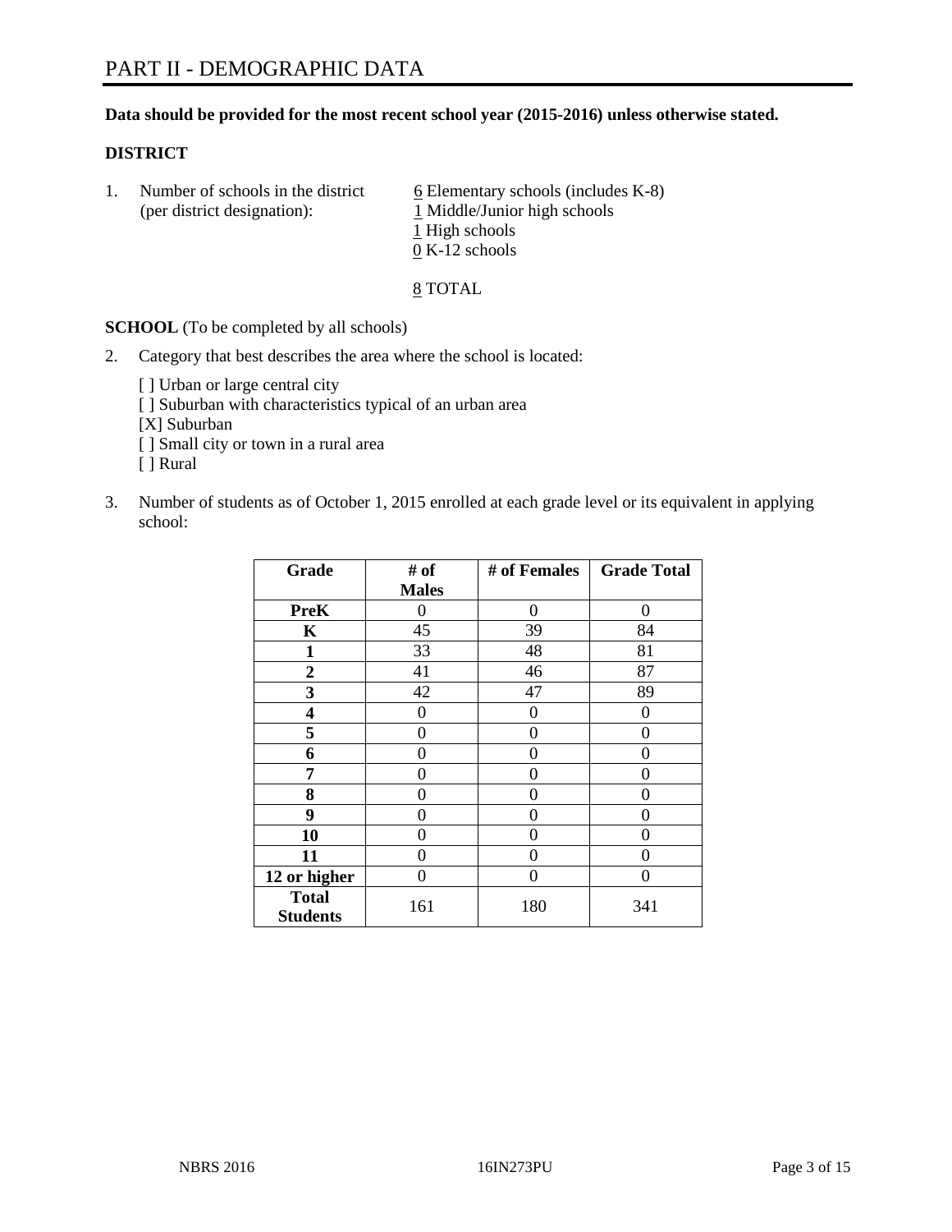# PART II - DEMOGRAPHIC DATA

**Data should be provided for the most recent school year (2015-2016) unless otherwise stated.**

**DISTRICT**

1. Number of schools in the district (per district designation):
   6 Elementary schools (includes K-8)
   1 Middle/Junior high schools
   1 High schools
   0 K-12 schools

   8 TOTAL

**SCHOOL** (To be completed by all schools)

2. Category that best describes the area where the school is located:

   [ ] Urban or large central city
   [ ] Suburban with characteristics typical of an urban area
   [X] Suburban
   [ ] Small city or town in a rural area
   [ ] Rural

3. Number of students as of October 1, 2015 enrolled at each grade level or its equivalent in applying school:

| Grade | # of Males | # of Females | Grade Total |
|---|---|---|---|
| **PreK** | 0 | 0 | 0 |
| **K** | 45 | 39 | 84 |
| **1** | 33 | 48 | 81 |
| **2** | 41 | 46 | 87 |
| **3** | 42 | 47 | 89 |
| **4** | 0 | 0 | 0 |
| **5** | 0 | 0 | 0 |
| **6** | 0 | 0 | 0 |
| **7** | 0 | 0 | 0 |
| **8** | 0 | 0 | 0 |
| **9** | 0 | 0 | 0 |
| **10** | 0 | 0 | 0 |
| **11** | 0 | 0 | 0 |
| **12 or higher** | 0 | 0 | 0 |
| **Total Students** | 161 | 180 | 341 |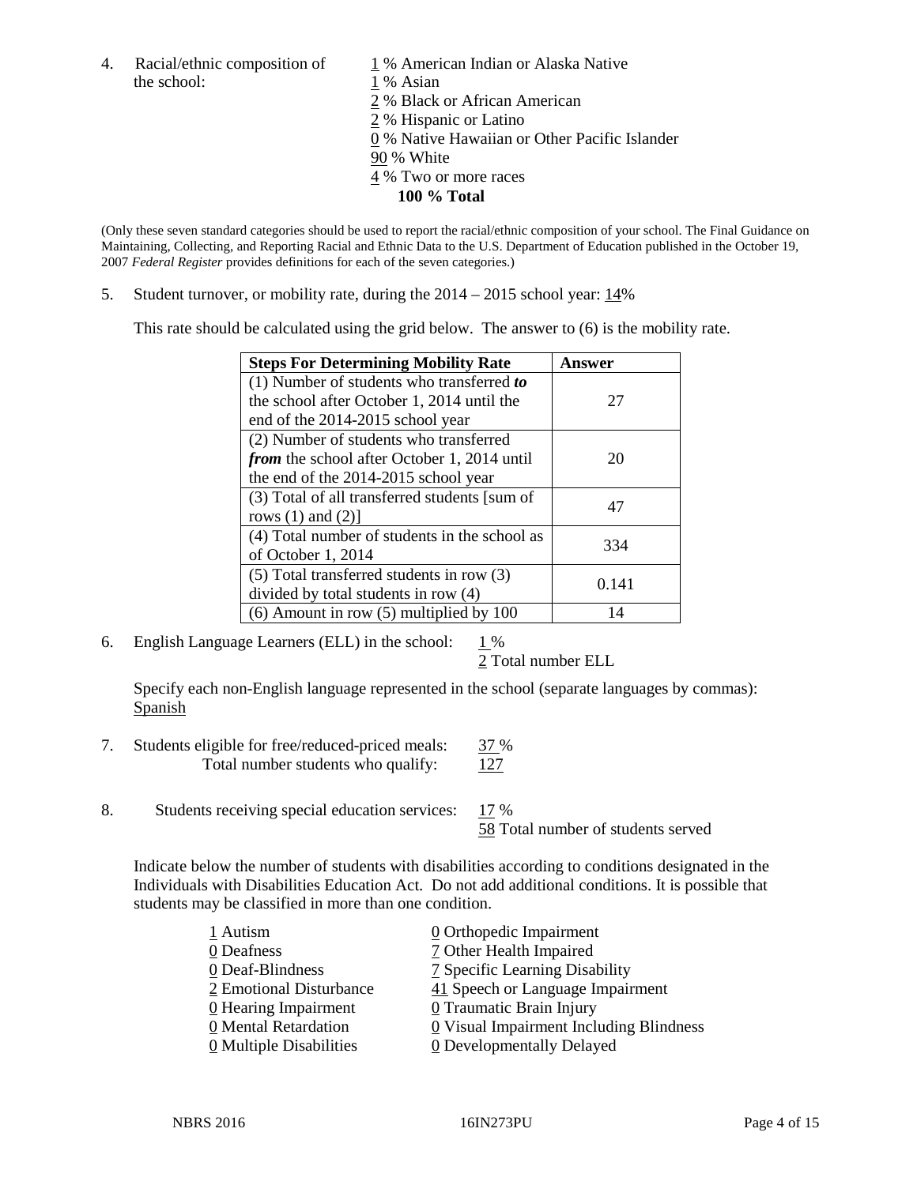4. Racial/ethnic composition of the school:

1 % American Indian or Alaska Native
1 % Asian
2 % Black or African American
2 % Hispanic or Latino
0 % Native Hawaiian or Other Pacific Islander
90 % White
4 % Two or more races
**100 % Total**

(Only these seven standard categories should be used to report the racial/ethnic composition of your school. The Final Guidance on Maintaining, Collecting, and Reporting Racial and Ethnic Data to the U.S. Department of Education published in the October 19, 2007 *Federal Register* provides definitions for each of the seven categories.)

5. Student turnover, or mobility rate, during the 2014 – 2015 school year: 14%

This rate should be calculated using the grid below. The answer to (6) is the mobility rate.

| **Steps For Determining Mobility Rate** | **Answer** |
|---|---|
| (1) Number of students who transferred ***to*** the school after October 1, 2014 until the end of the 2014-2015 school year | 27 |
| (2) Number of students who transferred ***from*** the school after October 1, 2014 until the end of the 2014-2015 school year | 20 |
| (3) Total of all transferred students [sum of rows (1) and (2)] | 47 |
| (4) Total number of students in the school as of October 1, 2014 | 334 |
| (5) Total transferred students in row (3) divided by total students in row (4) | 0.141 |
| (6) Amount in row (5) multiplied by 100 | 14 |

6. English Language Learners (ELL) in the school: 1 %
2 Total number ELL

Specify each non-English language represented in the school (separate languages by commas):
Spanish

7. Students eligible for free/reduced-priced meals: 37 %
Total number students who qualify: 127

8. Students receiving special education services: 17 %
58 Total number of students served

Indicate below the number of students with disabilities according to conditions designated in the Individuals with Disabilities Education Act. Do not add additional conditions. It is possible that students may be classified in more than one condition.

1 Autism
0 Deafness
0 Deaf-Blindness
2 Emotional Disturbance
0 Hearing Impairment
0 Mental Retardation
0 Multiple Disabilities
0 Orthopedic Impairment
7 Other Health Impaired
7 Specific Learning Disability
41 Speech or Language Impairment
0 Traumatic Brain Injury
0 Visual Impairment Including Blindness
0 Developmentally Delayed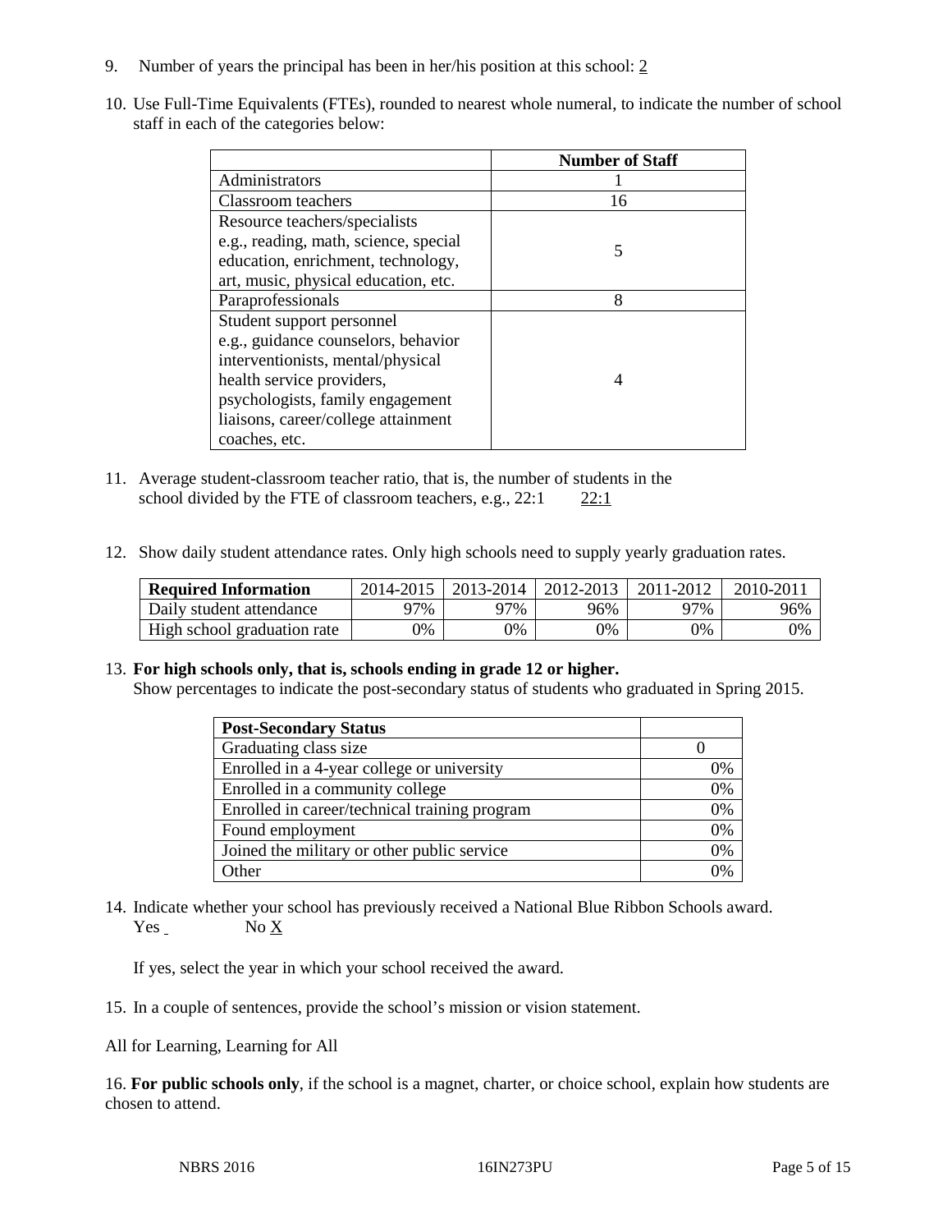9. Number of years the principal has been in her/his position at this school: 2

10. Use Full-Time Equivalents (FTEs), rounded to nearest whole numeral, to indicate the number of school staff in each of the categories below:

| | Number of Staff |
|---|---|
| Administrators | 1 |
| Classroom teachers | 16 |
| Resource teachers/specialists e.g., reading, math, science, special education, enrichment, technology, art, music, physical education, etc. | 5 |
| Paraprofessionals | 8 |
| Student support personnel e.g., guidance counselors, behavior interventionists, mental/physical health service providers, psychologists, family engagement liaisons, career/college attainment coaches, etc. | 4 |

11. Average student-classroom teacher ratio, that is, the number of students in the school divided by the FTE of classroom teachers, e.g., 22:1 22:1

12. Show daily student attendance rates. Only high schools need to supply yearly graduation rates.

| Required Information | 2014-2015 | 2013-2014 | 2012-2013 | 2011-2012 | 2010-2011 |
|---|---|---|---|---|---|
| Daily student attendance | 97% | 97% | 96% | 97% | 96% |
| High school graduation rate | 0% | 0% | 0% | 0% | 0% |

13. **For high schools only, that is, schools ending in grade 12 or higher.**
Show percentages to indicate the post-secondary status of students who graduated in Spring 2015.

| Post-Secondary Status | |
|---|---|
| Graduating class size | 0 |
| Enrolled in a 4-year college or university | 0% |
| Enrolled in a community college | 0% |
| Enrolled in career/technical training program | 0% |
| Found employment | 0% |
| Joined the military or other public service | 0% |
| Other | 0% |

14. Indicate whether your school has previously received a National Blue Ribbon Schools award.
Yes No X

If yes, select the year in which your school received the award.

15. In a couple of sentences, provide the school's mission or vision statement.

All for Learning, Learning for All

16. **For public schools only**, if the school is a magnet, charter, or choice school, explain how students are chosen to attend.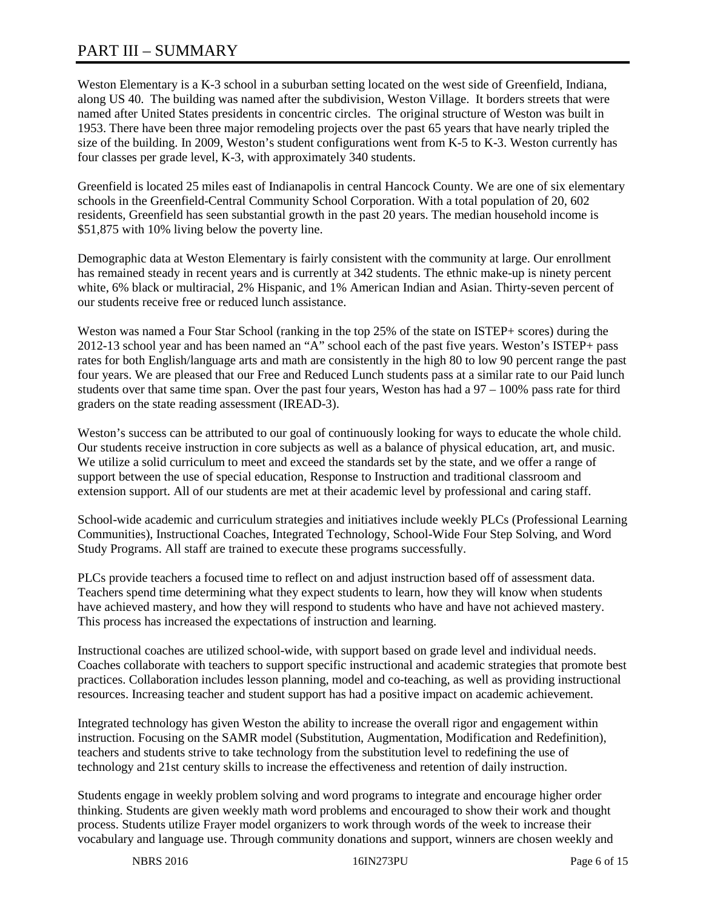# PART III – SUMMARY

Weston Elementary is a K-3 school in a suburban setting located on the west side of Greenfield, Indiana, along US 40. The building was named after the subdivision, Weston Village. It borders streets that were named after United States presidents in concentric circles. The original structure of Weston was built in 1953. There have been three major remodeling projects over the past 65 years that have nearly tripled the size of the building. In 2009, Weston's student configurations went from K-5 to K-3. Weston currently has four classes per grade level, K-3, with approximately 340 students.

Greenfield is located 25 miles east of Indianapolis in central Hancock County. We are one of six elementary schools in the Greenfield-Central Community School Corporation. With a total population of 20, 602 residents, Greenfield has seen substantial growth in the past 20 years. The median household income is $51,875 with 10% living below the poverty line.

Demographic data at Weston Elementary is fairly consistent with the community at large. Our enrollment has remained steady in recent years and is currently at 342 students. The ethnic make-up is ninety percent white, 6% black or multiracial, 2% Hispanic, and 1% American Indian and Asian. Thirty-seven percent of our students receive free or reduced lunch assistance.

Weston was named a Four Star School (ranking in the top 25% of the state on ISTEP+ scores) during the 2012-13 school year and has been named an "A" school each of the past five years. Weston's ISTEP+ pass rates for both English/language arts and math are consistently in the high 80 to low 90 percent range the past four years. We are pleased that our Free and Reduced Lunch students pass at a similar rate to our Paid lunch students over that same time span. Over the past four years, Weston has had a 97 – 100% pass rate for third graders on the state reading assessment (IREAD-3).

Weston's success can be attributed to our goal of continuously looking for ways to educate the whole child. Our students receive instruction in core subjects as well as a balance of physical education, art, and music. We utilize a solid curriculum to meet and exceed the standards set by the state, and we offer a range of support between the use of special education, Response to Instruction and traditional classroom and extension support. All of our students are met at their academic level by professional and caring staff.

School-wide academic and curriculum strategies and initiatives include weekly PLCs (Professional Learning Communities), Instructional Coaches, Integrated Technology, School-Wide Four Step Solving, and Word Study Programs. All staff are trained to execute these programs successfully.

PLCs provide teachers a focused time to reflect on and adjust instruction based off of assessment data. Teachers spend time determining what they expect students to learn, how they will know when students have achieved mastery, and how they will respond to students who have and have not achieved mastery. This process has increased the expectations of instruction and learning.

Instructional coaches are utilized school-wide, with support based on grade level and individual needs. Coaches collaborate with teachers to support specific instructional and academic strategies that promote best practices. Collaboration includes lesson planning, model and co-teaching, as well as providing instructional resources. Increasing teacher and student support has had a positive impact on academic achievement.

Integrated technology has given Weston the ability to increase the overall rigor and engagement within instruction. Focusing on the SAMR model (Substitution, Augmentation, Modification and Redefinition), teachers and students strive to take technology from the substitution level to redefining the use of technology and 21st century skills to increase the effectiveness and retention of daily instruction.

Students engage in weekly problem solving and word programs to integrate and encourage higher order thinking. Students are given weekly math word problems and encouraged to show their work and thought process. Students utilize Frayer model organizers to work through words of the week to increase their vocabulary and language use. Through community donations and support, winners are chosen weekly and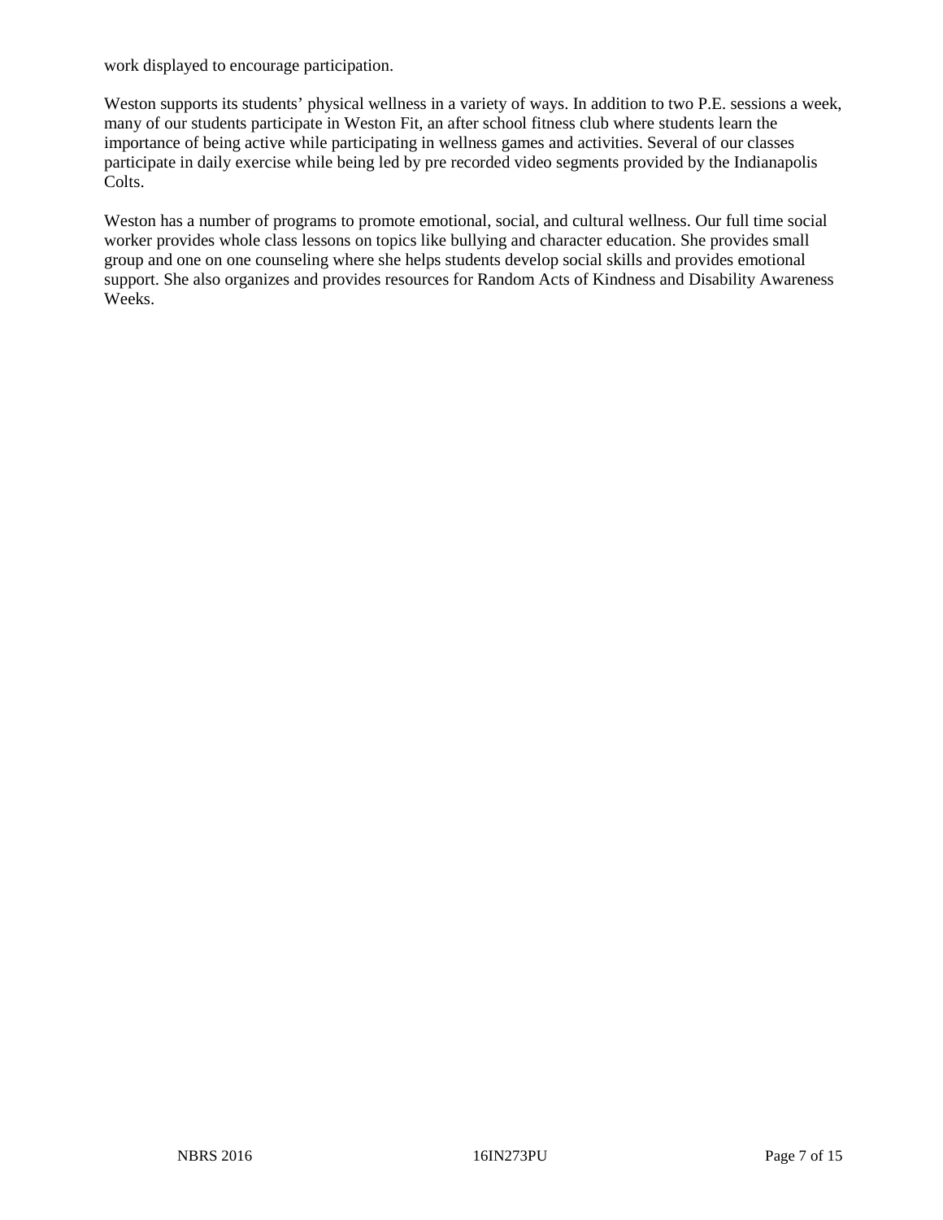work displayed to encourage participation.

Weston supports its students' physical wellness in a variety of ways. In addition to two P.E. sessions a week, many of our students participate in Weston Fit, an after school fitness club where students learn the importance of being active while participating in wellness games and activities. Several of our classes participate in daily exercise while being led by pre recorded video segments provided by the Indianapolis Colts.

Weston has a number of programs to promote emotional, social, and cultural wellness. Our full time social worker provides whole class lessons on topics like bullying and character education. She provides small group and one on one counseling where she helps students develop social skills and provides emotional support. She also organizes and provides resources for Random Acts of Kindness and Disability Awareness Weeks.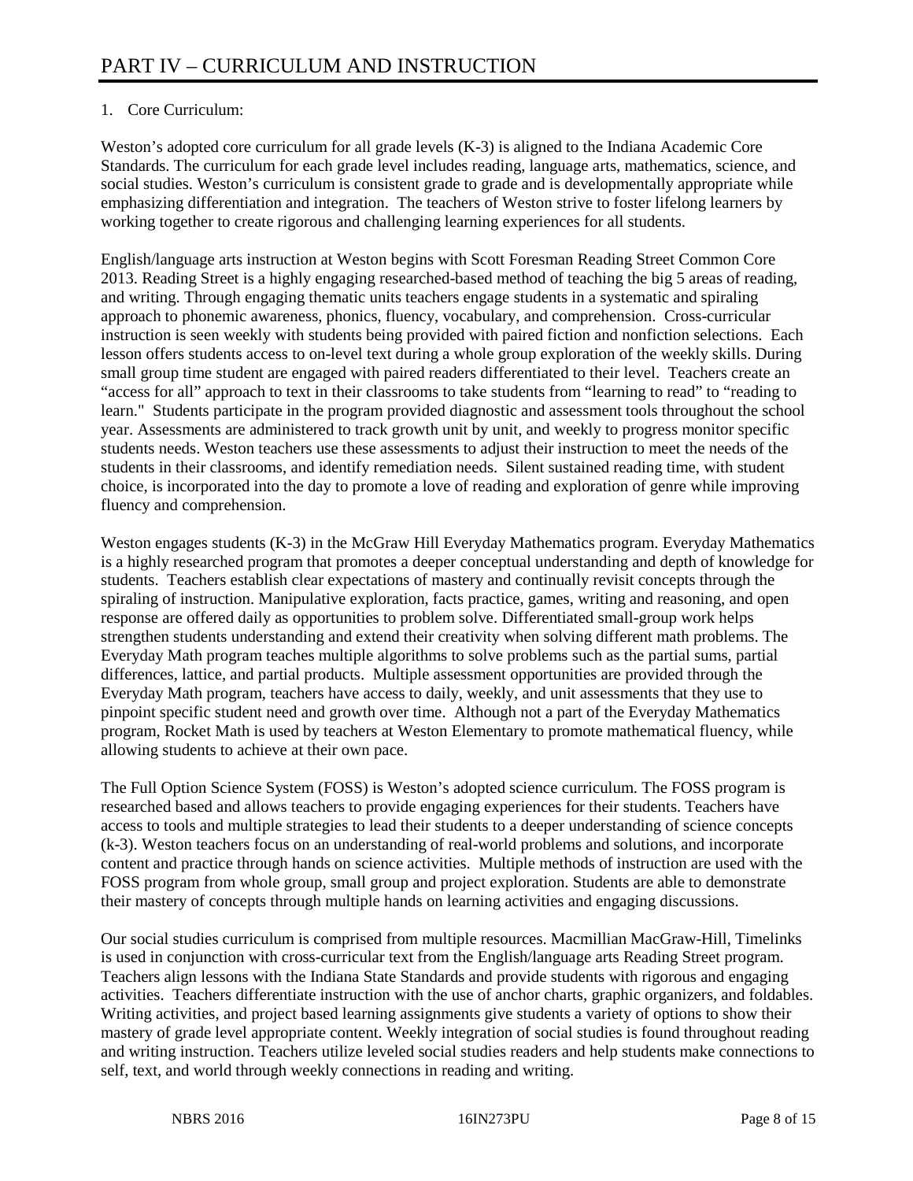# PART IV – CURRICULUM AND INSTRUCTION

1. Core Curriculum:

Weston's adopted core curriculum for all grade levels (K-3) is aligned to the Indiana Academic Core Standards. The curriculum for each grade level includes reading, language arts, mathematics, science, and social studies. Weston's curriculum is consistent grade to grade and is developmentally appropriate while emphasizing differentiation and integration. The teachers of Weston strive to foster lifelong learners by working together to create rigorous and challenging learning experiences for all students.

English/language arts instruction at Weston begins with Scott Foresman Reading Street Common Core 2013. Reading Street is a highly engaging researched-based method of teaching the big 5 areas of reading, and writing. Through engaging thematic units teachers engage students in a systematic and spiraling approach to phonemic awareness, phonics, fluency, vocabulary, and comprehension. Cross-curricular instruction is seen weekly with students being provided with paired fiction and nonfiction selections. Each lesson offers students access to on-level text during a whole group exploration of the weekly skills. During small group time student are engaged with paired readers differentiated to their level. Teachers create an "access for all" approach to text in their classrooms to take students from "learning to read" to "reading to learn." Students participate in the program provided diagnostic and assessment tools throughout the school year. Assessments are administered to track growth unit by unit, and weekly to progress monitor specific students needs. Weston teachers use these assessments to adjust their instruction to meet the needs of the students in their classrooms, and identify remediation needs. Silent sustained reading time, with student choice, is incorporated into the day to promote a love of reading and exploration of genre while improving fluency and comprehension.

Weston engages students (K-3) in the McGraw Hill Everyday Mathematics program. Everyday Mathematics is a highly researched program that promotes a deeper conceptual understanding and depth of knowledge for students. Teachers establish clear expectations of mastery and continually revisit concepts through the spiraling of instruction. Manipulative exploration, facts practice, games, writing and reasoning, and open response are offered daily as opportunities to problem solve. Differentiated small-group work helps strengthen students understanding and extend their creativity when solving different math problems. The Everyday Math program teaches multiple algorithms to solve problems such as the partial sums, partial differences, lattice, and partial products. Multiple assessment opportunities are provided through the Everyday Math program, teachers have access to daily, weekly, and unit assessments that they use to pinpoint specific student need and growth over time. Although not a part of the Everyday Mathematics program, Rocket Math is used by teachers at Weston Elementary to promote mathematical fluency, while allowing students to achieve at their own pace.

The Full Option Science System (FOSS) is Weston's adopted science curriculum. The FOSS program is researched based and allows teachers to provide engaging experiences for their students. Teachers have access to tools and multiple strategies to lead their students to a deeper understanding of science concepts (k-3). Weston teachers focus on an understanding of real-world problems and solutions, and incorporate content and practice through hands on science activities. Multiple methods of instruction are used with the FOSS program from whole group, small group and project exploration. Students are able to demonstrate their mastery of concepts through multiple hands on learning activities and engaging discussions.

Our social studies curriculum is comprised from multiple resources. Macmillian MacGraw-Hill, Timelinks is used in conjunction with cross-curricular text from the English/language arts Reading Street program. Teachers align lessons with the Indiana State Standards and provide students with rigorous and engaging activities. Teachers differentiate instruction with the use of anchor charts, graphic organizers, and foldables. Writing activities, and project based learning assignments give students a variety of options to show their mastery of grade level appropriate content. Weekly integration of social studies is found throughout reading and writing instruction. Teachers utilize leveled social studies readers and help students make connections to self, text, and world through weekly connections in reading and writing.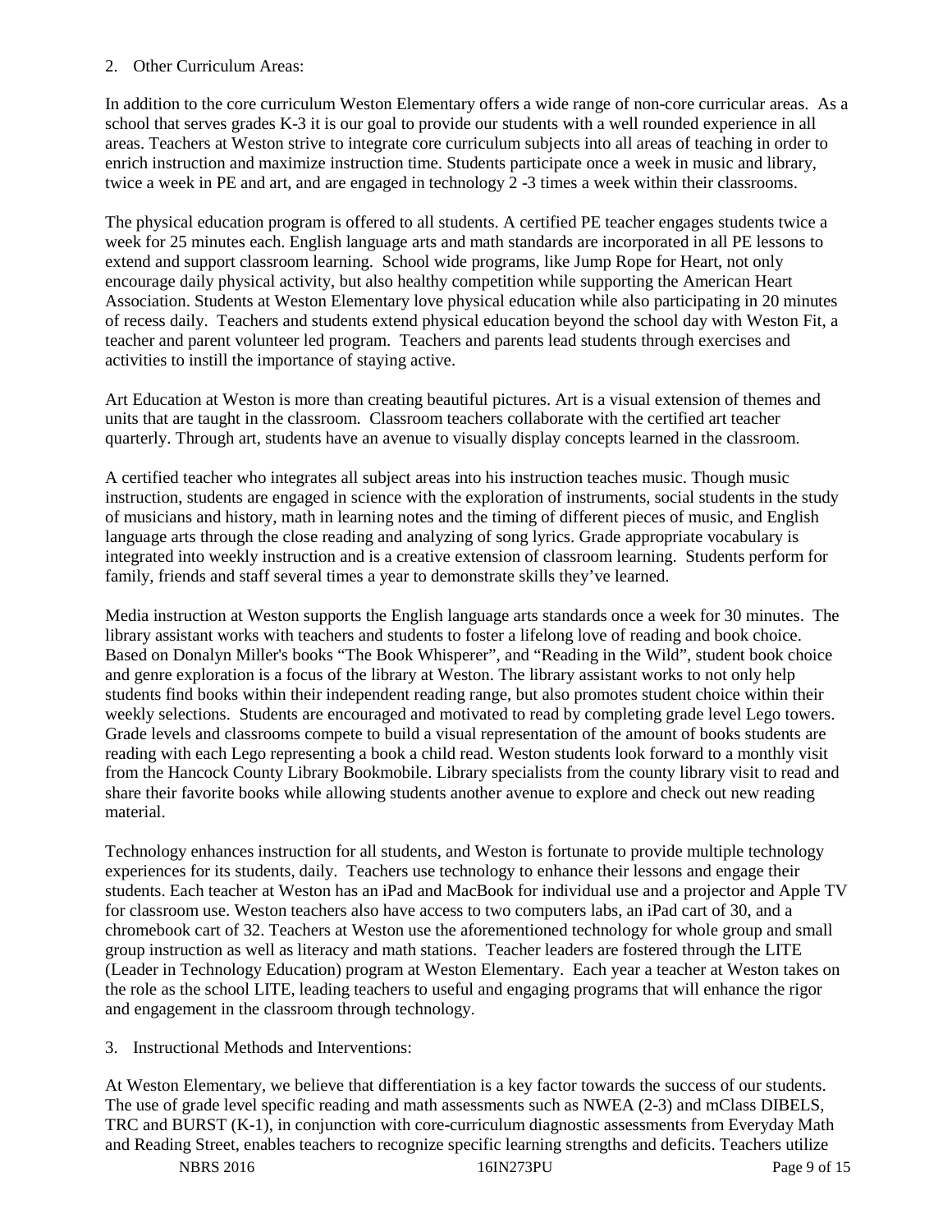2. Other Curriculum Areas:

In addition to the core curriculum Weston Elementary offers a wide range of non-core curricular areas. As a school that serves grades K-3 it is our goal to provide our students with a well rounded experience in all areas. Teachers at Weston strive to integrate core curriculum subjects into all areas of teaching in order to enrich instruction and maximize instruction time. Students participate once a week in music and library, twice a week in PE and art, and are engaged in technology 2 -3 times a week within their classrooms.

The physical education program is offered to all students. A certified PE teacher engages students twice a week for 25 minutes each. English language arts and math standards are incorporated in all PE lessons to extend and support classroom learning. School wide programs, like Jump Rope for Heart, not only encourage daily physical activity, but also healthy competition while supporting the American Heart Association. Students at Weston Elementary love physical education while also participating in 20 minutes of recess daily. Teachers and students extend physical education beyond the school day with Weston Fit, a teacher and parent volunteer led program. Teachers and parents lead students through exercises and activities to instill the importance of staying active.

Art Education at Weston is more than creating beautiful pictures. Art is a visual extension of themes and units that are taught in the classroom. Classroom teachers collaborate with the certified art teacher quarterly. Through art, students have an avenue to visually display concepts learned in the classroom.

A certified teacher who integrates all subject areas into his instruction teaches music. Though music instruction, students are engaged in science with the exploration of instruments, social students in the study of musicians and history, math in learning notes and the timing of different pieces of music, and English language arts through the close reading and analyzing of song lyrics. Grade appropriate vocabulary is integrated into weekly instruction and is a creative extension of classroom learning. Students perform for family, friends and staff several times a year to demonstrate skills they've learned.

Media instruction at Weston supports the English language arts standards once a week for 30 minutes. The library assistant works with teachers and students to foster a lifelong love of reading and book choice. Based on Donalyn Miller's books "The Book Whisperer", and "Reading in the Wild", student book choice and genre exploration is a focus of the library at Weston. The library assistant works to not only help students find books within their independent reading range, but also promotes student choice within their weekly selections. Students are encouraged and motivated to read by completing grade level Lego towers. Grade levels and classrooms compete to build a visual representation of the amount of books students are reading with each Lego representing a book a child read. Weston students look forward to a monthly visit from the Hancock County Library Bookmobile. Library specialists from the county library visit to read and share their favorite books while allowing students another avenue to explore and check out new reading material.

Technology enhances instruction for all students, and Weston is fortunate to provide multiple technology experiences for its students, daily. Teachers use technology to enhance their lessons and engage their students. Each teacher at Weston has an iPad and MacBook for individual use and a projector and Apple TV for classroom use. Weston teachers also have access to two computers labs, an iPad cart of 30, and a chromebook cart of 32. Teachers at Weston use the aforementioned technology for whole group and small group instruction as well as literacy and math stations. Teacher leaders are fostered through the LITE (Leader in Technology Education) program at Weston Elementary. Each year a teacher at Weston takes on the role as the school LITE, leading teachers to useful and engaging programs that will enhance the rigor and engagement in the classroom through technology.

3. Instructional Methods and Interventions:

At Weston Elementary, we believe that differentiation is a key factor towards the success of our students. The use of grade level specific reading and math assessments such as NWEA (2-3) and mClass DIBELS, TRC and BURST (K-1), in conjunction with core-curriculum diagnostic assessments from Everyday Math and Reading Street, enables teachers to recognize specific learning strengths and deficits. Teachers utilize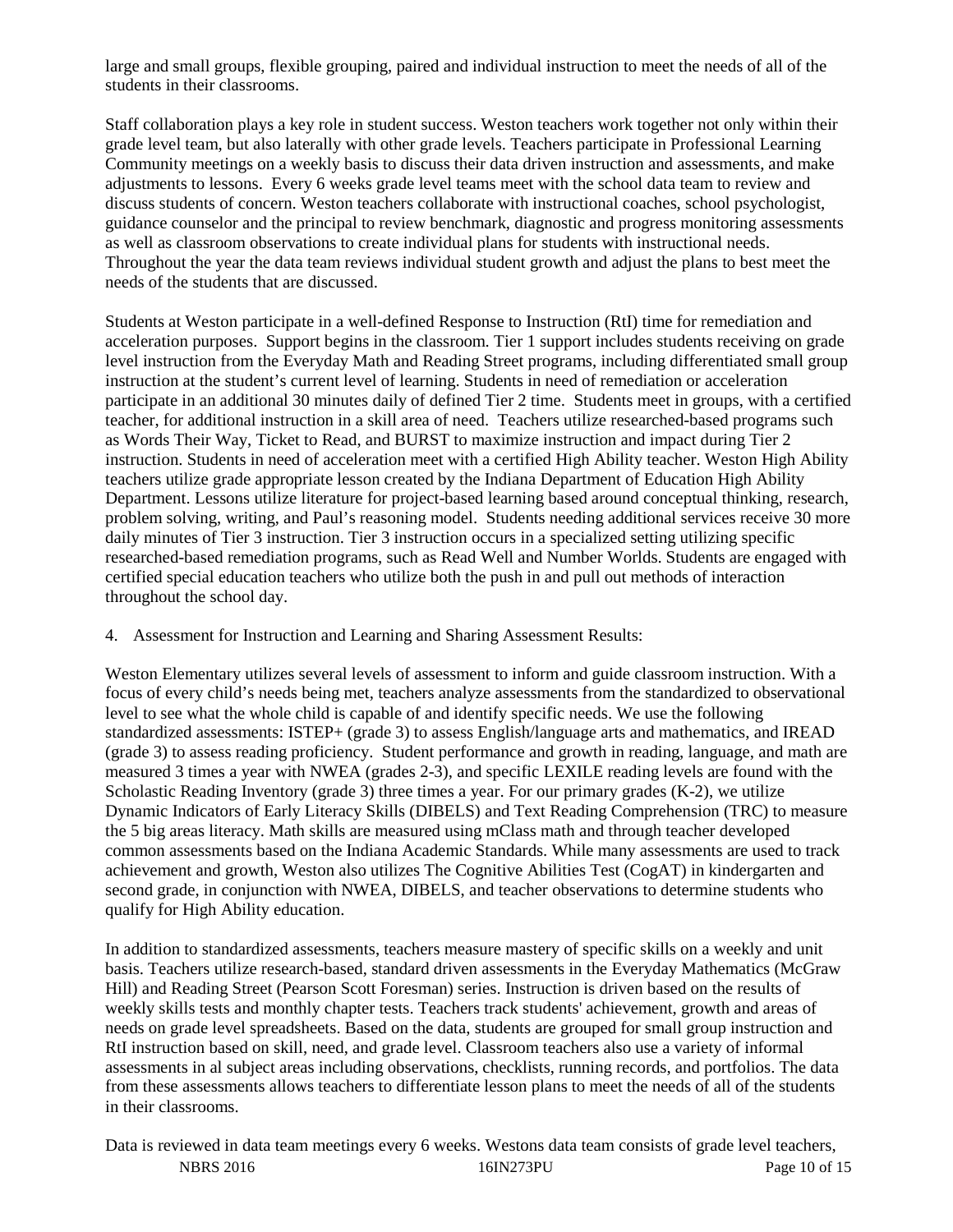large and small groups, flexible grouping, paired and individual instruction to meet the needs of all of the students in their classrooms.

Staff collaboration plays a key role in student success. Weston teachers work together not only within their grade level team, but also laterally with other grade levels. Teachers participate in Professional Learning Community meetings on a weekly basis to discuss their data driven instruction and assessments, and make adjustments to lessons. Every 6 weeks grade level teams meet with the school data team to review and discuss students of concern. Weston teachers collaborate with instructional coaches, school psychologist, guidance counselor and the principal to review benchmark, diagnostic and progress monitoring assessments as well as classroom observations to create individual plans for students with instructional needs. Throughout the year the data team reviews individual student growth and adjust the plans to best meet the needs of the students that are discussed.

Students at Weston participate in a well-defined Response to Instruction (RtI) time for remediation and acceleration purposes. Support begins in the classroom. Tier 1 support includes students receiving on grade level instruction from the Everyday Math and Reading Street programs, including differentiated small group instruction at the student's current level of learning. Students in need of remediation or acceleration participate in an additional 30 minutes daily of defined Tier 2 time. Students meet in groups, with a certified teacher, for additional instruction in a skill area of need. Teachers utilize researched-based programs such as Words Their Way, Ticket to Read, and BURST to maximize instruction and impact during Tier 2 instruction. Students in need of acceleration meet with a certified High Ability teacher. Weston High Ability teachers utilize grade appropriate lesson created by the Indiana Department of Education High Ability Department. Lessons utilize literature for project-based learning based around conceptual thinking, research, problem solving, writing, and Paul's reasoning model. Students needing additional services receive 30 more daily minutes of Tier 3 instruction. Tier 3 instruction occurs in a specialized setting utilizing specific researched-based remediation programs, such as Read Well and Number Worlds. Students are engaged with certified special education teachers who utilize both the push in and pull out methods of interaction throughout the school day.

4. Assessment for Instruction and Learning and Sharing Assessment Results:

Weston Elementary utilizes several levels of assessment to inform and guide classroom instruction. With a focus of every child's needs being met, teachers analyze assessments from the standardized to observational level to see what the whole child is capable of and identify specific needs. We use the following standardized assessments: ISTEP+ (grade 3) to assess English/language arts and mathematics, and IREAD (grade 3) to assess reading proficiency. Student performance and growth in reading, language, and math are measured 3 times a year with NWEA (grades 2-3), and specific LEXILE reading levels are found with the Scholastic Reading Inventory (grade 3) three times a year. For our primary grades (K-2), we utilize Dynamic Indicators of Early Literacy Skills (DIBELS) and Text Reading Comprehension (TRC) to measure the 5 big areas literacy. Math skills are measured using mClass math and through teacher developed common assessments based on the Indiana Academic Standards. While many assessments are used to track achievement and growth, Weston also utilizes The Cognitive Abilities Test (CogAT) in kindergarten and second grade, in conjunction with NWEA, DIBELS, and teacher observations to determine students who qualify for High Ability education.

In addition to standardized assessments, teachers measure mastery of specific skills on a weekly and unit basis. Teachers utilize research-based, standard driven assessments in the Everyday Mathematics (McGraw Hill) and Reading Street (Pearson Scott Foresman) series. Instruction is driven based on the results of weekly skills tests and monthly chapter tests. Teachers track students' achievement, growth and areas of needs on grade level spreadsheets. Based on the data, students are grouped for small group instruction and RtI instruction based on skill, need, and grade level. Classroom teachers also use a variety of informal assessments in al subject areas including observations, checklists, running records, and portfolios. The data from these assessments allows teachers to differentiate lesson plans to meet the needs of all of the students in their classrooms.

Data is reviewed in data team meetings every 6 weeks. Westons data team consists of grade level teachers,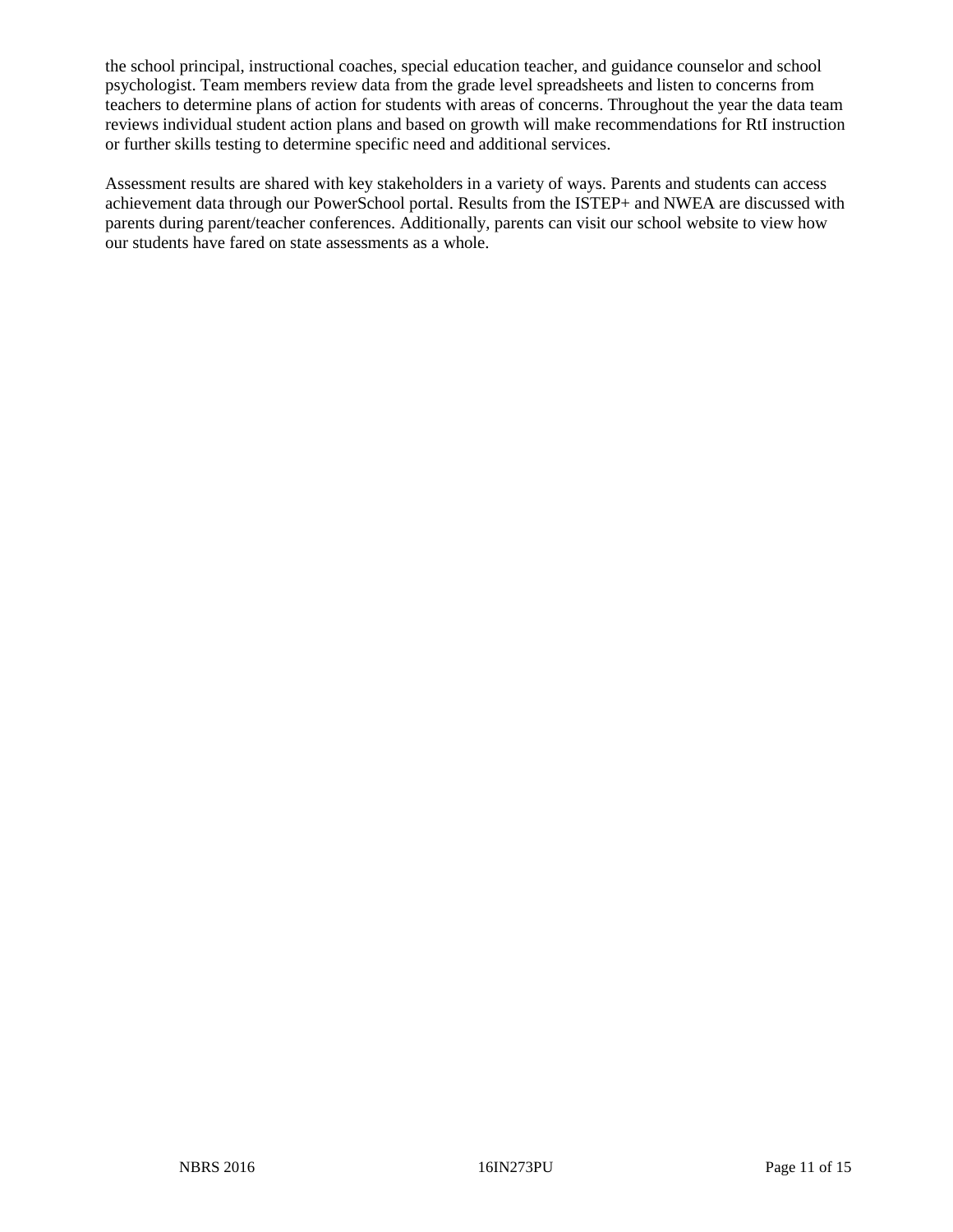the school principal, instructional coaches, special education teacher, and guidance counselor and school psychologist. Team members review data from the grade level spreadsheets and listen to concerns from teachers to determine plans of action for students with areas of concerns. Throughout the year the data team reviews individual student action plans and based on growth will make recommendations for RtI instruction or further skills testing to determine specific need and additional services.

Assessment results are shared with key stakeholders in a variety of ways. Parents and students can access achievement data through our PowerSchool portal. Results from the ISTEP+ and NWEA are discussed with parents during parent/teacher conferences. Additionally, parents can visit our school website to view how our students have fared on state assessments as a whole.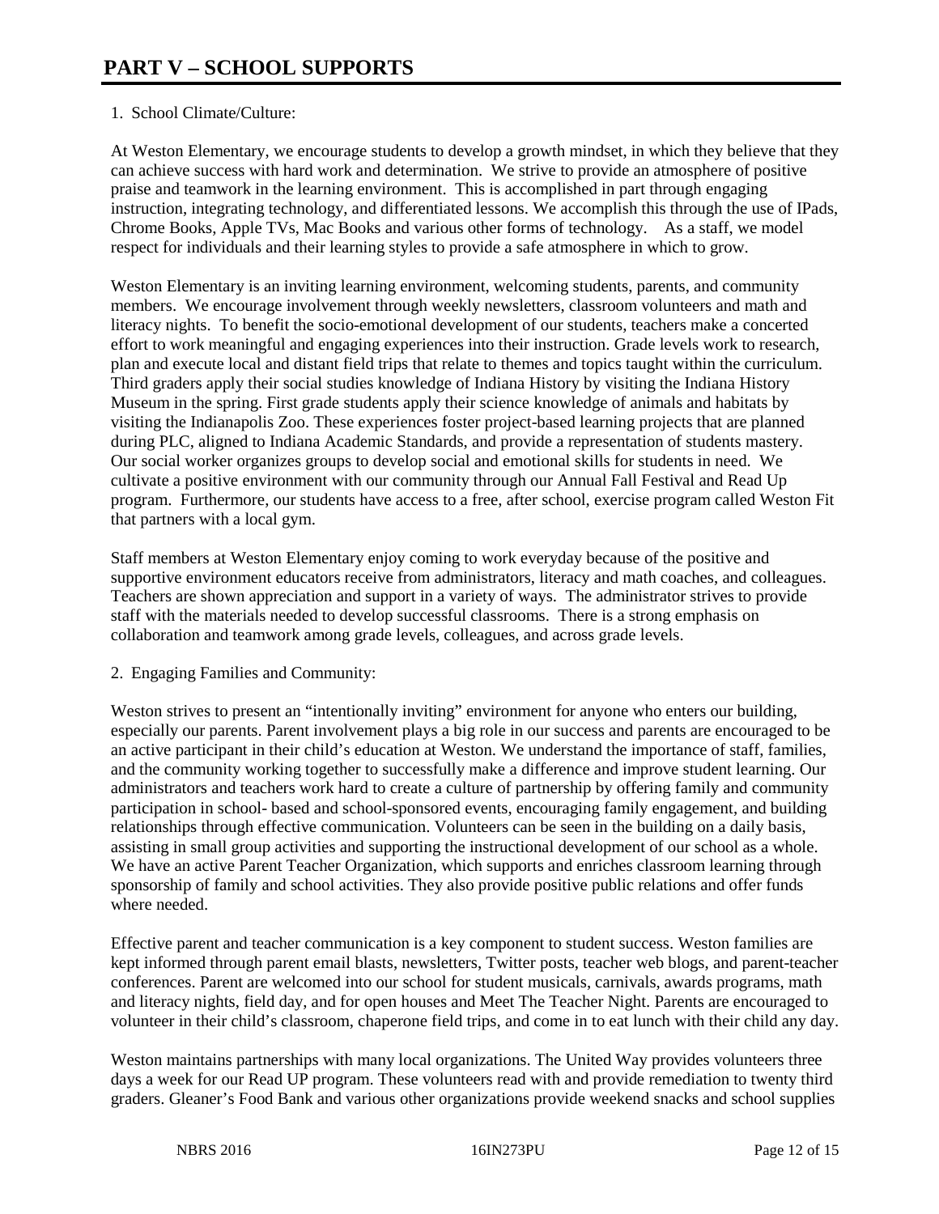# PART V – SCHOOL SUPPORTS

1. School Climate/Culture:

At Weston Elementary, we encourage students to develop a growth mindset, in which they believe that they can achieve success with hard work and determination. We strive to provide an atmosphere of positive praise and teamwork in the learning environment. This is accomplished in part through engaging instruction, integrating technology, and differentiated lessons. We accomplish this through the use of IPads, Chrome Books, Apple TVs, Mac Books and various other forms of technology. As a staff, we model respect for individuals and their learning styles to provide a safe atmosphere in which to grow.

Weston Elementary is an inviting learning environment, welcoming students, parents, and community members. We encourage involvement through weekly newsletters, classroom volunteers and math and literacy nights. To benefit the socio-emotional development of our students, teachers make a concerted effort to work meaningful and engaging experiences into their instruction. Grade levels work to research, plan and execute local and distant field trips that relate to themes and topics taught within the curriculum. Third graders apply their social studies knowledge of Indiana History by visiting the Indiana History Museum in the spring. First grade students apply their science knowledge of animals and habitats by visiting the Indianapolis Zoo. These experiences foster project-based learning projects that are planned during PLC, aligned to Indiana Academic Standards, and provide a representation of students mastery. Our social worker organizes groups to develop social and emotional skills for students in need. We cultivate a positive environment with our community through our Annual Fall Festival and Read Up program. Furthermore, our students have access to a free, after school, exercise program called Weston Fit that partners with a local gym.

Staff members at Weston Elementary enjoy coming to work everyday because of the positive and supportive environment educators receive from administrators, literacy and math coaches, and colleagues. Teachers are shown appreciation and support in a variety of ways. The administrator strives to provide staff with the materials needed to develop successful classrooms. There is a strong emphasis on collaboration and teamwork among grade levels, colleagues, and across grade levels.

2. Engaging Families and Community:

Weston strives to present an "intentionally inviting" environment for anyone who enters our building, especially our parents. Parent involvement plays a big role in our success and parents are encouraged to be an active participant in their child's education at Weston. We understand the importance of staff, families, and the community working together to successfully make a difference and improve student learning. Our administrators and teachers work hard to create a culture of partnership by offering family and community participation in school- based and school-sponsored events, encouraging family engagement, and building relationships through effective communication. Volunteers can be seen in the building on a daily basis, assisting in small group activities and supporting the instructional development of our school as a whole. We have an active Parent Teacher Organization, which supports and enriches classroom learning through sponsorship of family and school activities. They also provide positive public relations and offer funds where needed.

Effective parent and teacher communication is a key component to student success. Weston families are kept informed through parent email blasts, newsletters, Twitter posts, teacher web blogs, and parent-teacher conferences. Parent are welcomed into our school for student musicals, carnivals, awards programs, math and literacy nights, field day, and for open houses and Meet The Teacher Night. Parents are encouraged to volunteer in their child's classroom, chaperone field trips, and come in to eat lunch with their child any day.

Weston maintains partnerships with many local organizations. The United Way provides volunteers three days a week for our Read UP program. These volunteers read with and provide remediation to twenty third graders. Gleaner's Food Bank and various other organizations provide weekend snacks and school supplies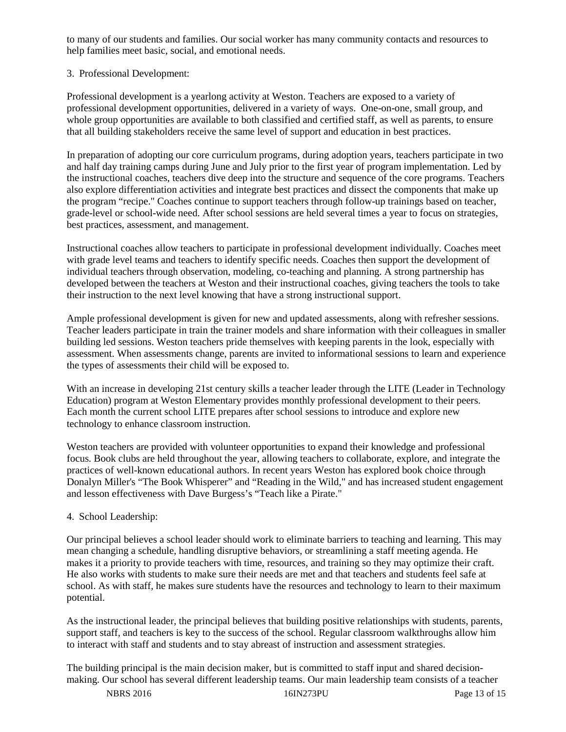to many of our students and families. Our social worker has many community contacts and resources to help families meet basic, social, and emotional needs.

3. Professional Development:

Professional development is a yearlong activity at Weston. Teachers are exposed to a variety of professional development opportunities, delivered in a variety of ways. One-on-one, small group, and whole group opportunities are available to both classified and certified staff, as well as parents, to ensure that all building stakeholders receive the same level of support and education in best practices.

In preparation of adopting our core curriculum programs, during adoption years, teachers participate in two and half day training camps during June and July prior to the first year of program implementation. Led by the instructional coaches, teachers dive deep into the structure and sequence of the core programs. Teachers also explore differentiation activities and integrate best practices and dissect the components that make up the program "recipe." Coaches continue to support teachers through follow-up trainings based on teacher, grade-level or school-wide need. After school sessions are held several times a year to focus on strategies, best practices, assessment, and management.

Instructional coaches allow teachers to participate in professional development individually. Coaches meet with grade level teams and teachers to identify specific needs. Coaches then support the development of individual teachers through observation, modeling, co-teaching and planning. A strong partnership has developed between the teachers at Weston and their instructional coaches, giving teachers the tools to take their instruction to the next level knowing that have a strong instructional support.

Ample professional development is given for new and updated assessments, along with refresher sessions. Teacher leaders participate in train the trainer models and share information with their colleagues in smaller building led sessions. Weston teachers pride themselves with keeping parents in the look, especially with assessment. When assessments change, parents are invited to informational sessions to learn and experience the types of assessments their child will be exposed to.

With an increase in developing 21st century skills a teacher leader through the LITE (Leader in Technology Education) program at Weston Elementary provides monthly professional development to their peers. Each month the current school LITE prepares after school sessions to introduce and explore new technology to enhance classroom instruction.

Weston teachers are provided with volunteer opportunities to expand their knowledge and professional focus. Book clubs are held throughout the year, allowing teachers to collaborate, explore, and integrate the practices of well-known educational authors. In recent years Weston has explored book choice through Donalyn Miller's "The Book Whisperer" and "Reading in the Wild," and has increased student engagement and lesson effectiveness with Dave Burgess's "Teach like a Pirate."

4. School Leadership:

Our principal believes a school leader should work to eliminate barriers to teaching and learning. This may mean changing a schedule, handling disruptive behaviors, or streamlining a staff meeting agenda. He makes it a priority to provide teachers with time, resources, and training so they may optimize their craft. He also works with students to make sure their needs are met and that teachers and students feel safe at school. As with staff, he makes sure students have the resources and technology to learn to their maximum potential.

As the instructional leader, the principal believes that building positive relationships with students, parents, support staff, and teachers is key to the success of the school. Regular classroom walkthroughs allow him to interact with staff and students and to stay abreast of instruction and assessment strategies.

The building principal is the main decision maker, but is committed to staff input and shared decision-making. Our school has several different leadership teams. Our main leadership team consists of a teacher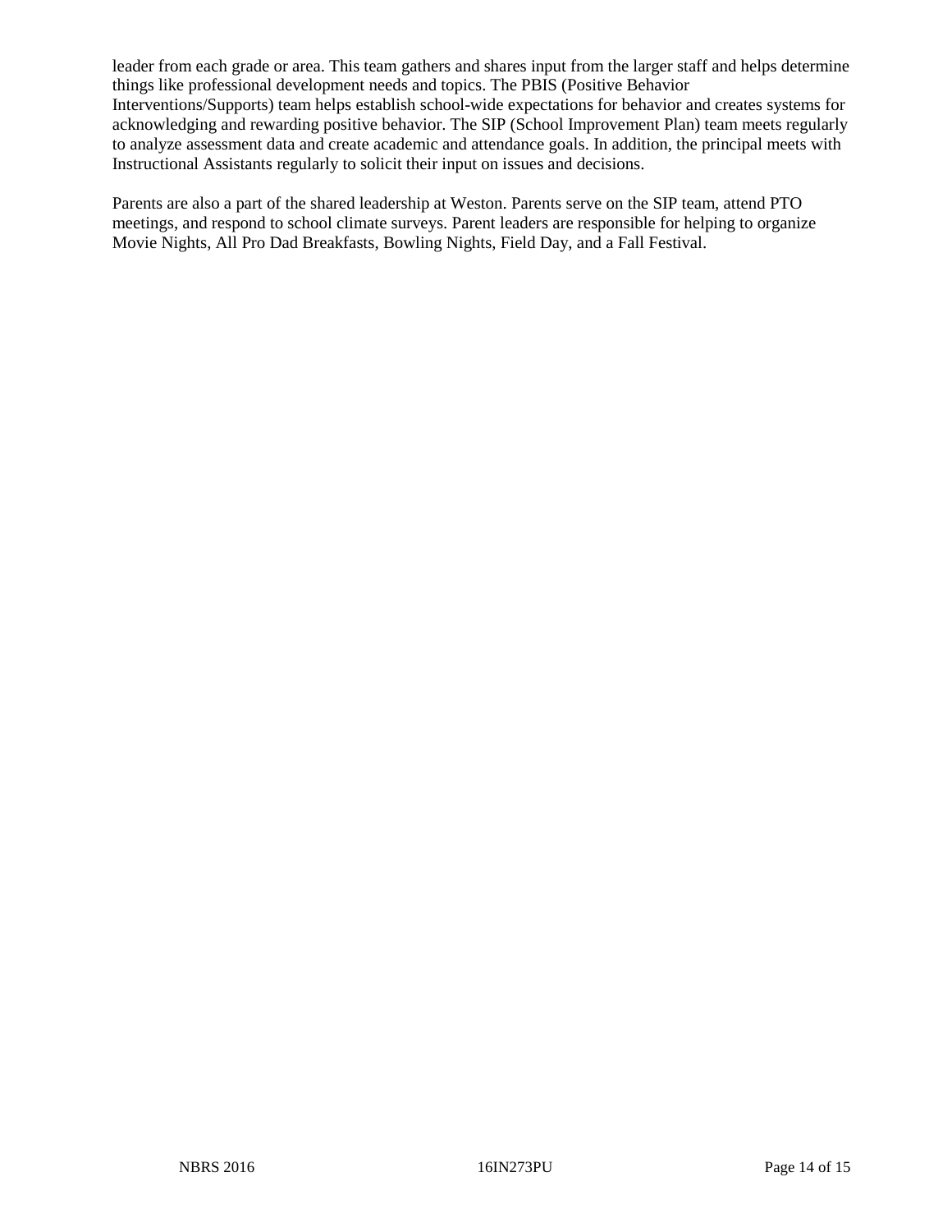leader from each grade or area. This team gathers and shares input from the larger staff and helps determine things like professional development needs and topics. The PBIS (Positive Behavior Interventions/Supports) team helps establish school-wide expectations for behavior and creates systems for acknowledging and rewarding positive behavior. The SIP (School Improvement Plan) team meets regularly to analyze assessment data and create academic and attendance goals. In addition, the principal meets with Instructional Assistants regularly to solicit their input on issues and decisions.

Parents are also a part of the shared leadership at Weston. Parents serve on the SIP team, attend PTO meetings, and respond to school climate surveys. Parent leaders are responsible for helping to organize Movie Nights, All Pro Dad Breakfasts, Bowling Nights, Field Day, and a Fall Festival.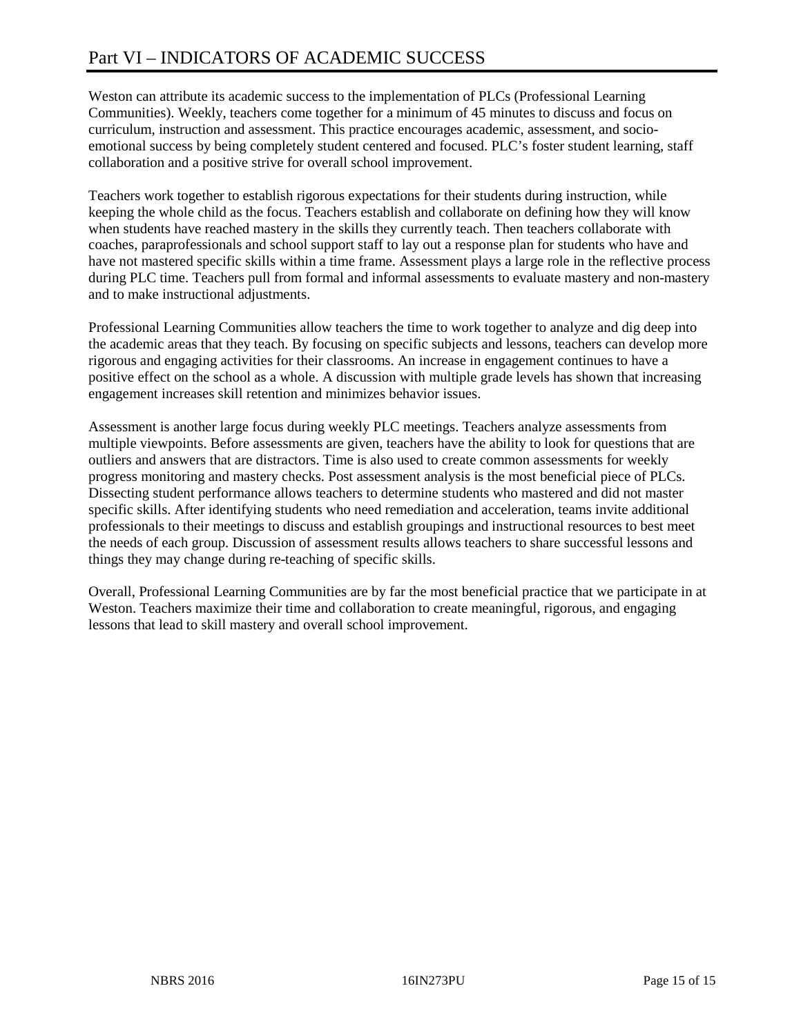# Part VI – INDICATORS OF ACADEMIC SUCCESS

Weston can attribute its academic success to the implementation of PLCs (Professional Learning Communities). Weekly, teachers come together for a minimum of 45 minutes to discuss and focus on curriculum, instruction and assessment. This practice encourages academic, assessment, and socio-emotional success by being completely student centered and focused. PLC's foster student learning, staff collaboration and a positive strive for overall school improvement.

Teachers work together to establish rigorous expectations for their students during instruction, while keeping the whole child as the focus. Teachers establish and collaborate on defining how they will know when students have reached mastery in the skills they currently teach. Then teachers collaborate with coaches, paraprofessionals and school support staff to lay out a response plan for students who have and have not mastered specific skills within a time frame. Assessment plays a large role in the reflective process during PLC time. Teachers pull from formal and informal assessments to evaluate mastery and non-mastery and to make instructional adjustments.

Professional Learning Communities allow teachers the time to work together to analyze and dig deep into the academic areas that they teach. By focusing on specific subjects and lessons, teachers can develop more rigorous and engaging activities for their classrooms. An increase in engagement continues to have a positive effect on the school as a whole. A discussion with multiple grade levels has shown that increasing engagement increases skill retention and minimizes behavior issues.

Assessment is another large focus during weekly PLC meetings. Teachers analyze assessments from multiple viewpoints. Before assessments are given, teachers have the ability to look for questions that are outliers and answers that are distractors. Time is also used to create common assessments for weekly progress monitoring and mastery checks. Post assessment analysis is the most beneficial piece of PLCs. Dissecting student performance allows teachers to determine students who mastered and did not master specific skills. After identifying students who need remediation and acceleration, teams invite additional professionals to their meetings to discuss and establish groupings and instructional resources to best meet the needs of each group. Discussion of assessment results allows teachers to share successful lessons and things they may change during re-teaching of specific skills.

Overall, Professional Learning Communities are by far the most beneficial practice that we participate in at Weston. Teachers maximize their time and collaboration to create meaningful, rigorous, and engaging lessons that lead to skill mastery and overall school improvement.